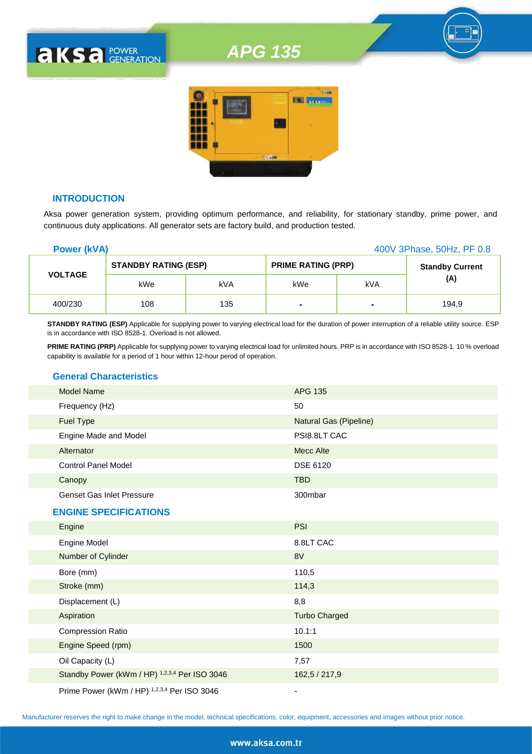# APG 135

## INTRODUCTION

Aksa power generation system, providing optimum performance, and reliability, for stationary standby, prime power, and continuous duty applications. All generator sets are factory build, and production tested.

**Power (kVA)** — 400V 3Phase, 50Hz, PF 0.8

| VOLTAGE | STANDBY RATING (ESP) | | PRIME RATING (PRP) | | Standby Current (A) |
|---|---|---|---|---|---|
| | kWe | kVA | kWe | kVA | |
| 400/230 | 108 | 135 | - | - | 194,9 |

**STANDBY RATING (ESP)** Applicable for supplying power to varying electrical load for the duration of power interruption of a reliable utility source. ESP is in accordance with ISO 8528-1. Overload is not allowed.

**PRIME RATING (PRP)** Applicable for supplying power to varying electrical load for unlimited hours. PRP is in accordance with ISO 8528-1. 10 % overload capability is available for a period of 1 hour within 12-hour perod of operation.

## General Characteristics

| | |
|---|---|
| Model Name | APG 135 |
| Frequency (Hz) | 50 |
| Fuel Type | Natural Gas (Pipeline) |
| Engine Made and Model | PSI8.8LT CAC |
| Alternator | Mecc Alte |
| Control Panel Model | DSE 6120 |
| Canopy | TBD |
| Genset Gas Inlet Pressure | 300mbar |

## ENGINE SPECIFICATIONS

| | |
|---|---|
| Engine | PSI |
| Engine Model | 8.8LT CAC |
| Number of Cylinder | 8V |
| Bore (mm) | 110,5 |
| Stroke (mm) | 114,3 |
| Displacement (L) | 8,8 |
| Aspiration | Turbo Charged |
| Compression Ratio | 10.1:1 |
| Engine Speed (rpm) | 1500 |
| Oil Capacity (L) | 7,57 |
| Standby Power (kWm / HP) [1,2,3,4] Per ISO 3046 | 162,5 / 217,9 |
| Prime Power (kWm / HP) [1,2,3,4] Per ISO 3046 | - |

Manufacturer reserves the right to make change in the model, technical specifications, color, equipment, accessories and images without prior notice.

www.aksa.com.tr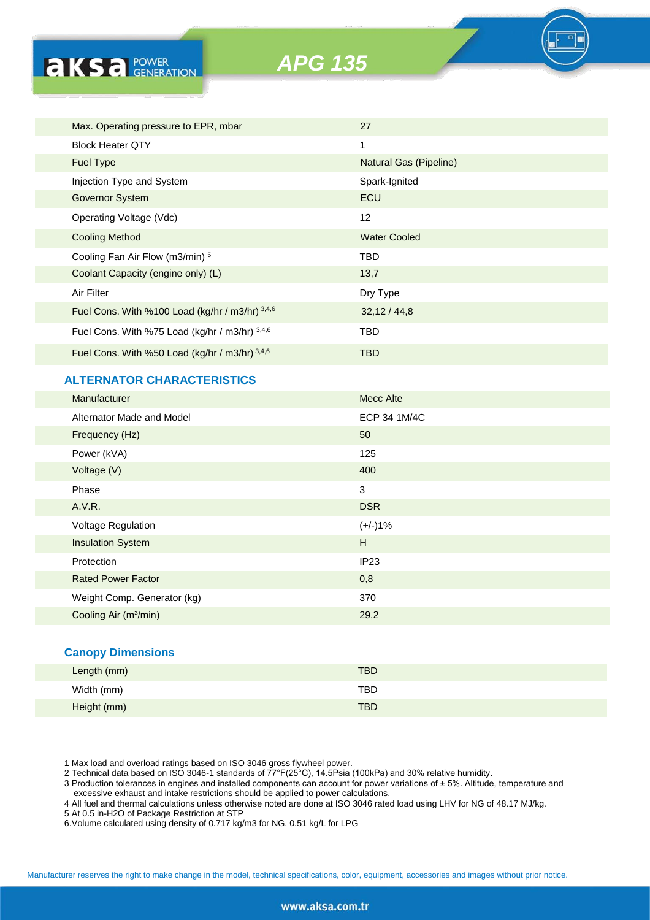| | |
|---|---|
| Max. Operating pressure to EPR, mbar | 27 |
| Block Heater QTY | 1 |
| Fuel Type | Natural Gas (Pipeline) |
| Injection Type and System | Spark-Ignited |
| Governor System | ECU |
| Operating Voltage (Vdc) | 12 |
| Cooling Method | Water Cooled |
| Cooling Fan Air Flow (m3/min) [5] | TBD |
| Coolant Capacity (engine only) (L) | 13,7 |
| Air Filter | Dry Type |
| Fuel Cons. With %100 Load (kg/hr / m3/hr) [3,4,6] | 32,12 / 44,8 |
| Fuel Cons. With %75 Load (kg/hr / m3/hr) [3,4,6] | TBD |
| Fuel Cons. With %50 Load (kg/hr / m3/hr) [3,4,6] | TBD |

## ALTERNATOR CHARACTERISTICS

| | |
|---|---|
| Manufacturer | Mecc Alte |
| Alternator Made and Model | ECP 34 1M/4C |
| Frequency (Hz) | 50 |
| Power (kVA) | 125 |
| Voltage (V) | 400 |
| Phase | 3 |
| A.V.R. | DSR |
| Voltage Regulation | (+/-)1% |
| Insulation System | H |
| Protection | IP23 |
| Rated Power Factor | 0,8 |
| Weight Comp. Generator (kg) | 370 |
| Cooling Air (m³/min) | 29,2 |

## Canopy Dimensions

| | |
|---|---|
| Length (mm) | TBD |
| Width (mm) | TBD |
| Height (mm) | TBD |

1 Max load and overload ratings based on ISO 3046 gross flywheel power.
2 Technical data based on ISO 3046-1 standards of 77°F(25°C), 14.5Psia (100kPa) and 30% relative humidity.
3 Production tolerances in engines and installed components can account for power variations of ± 5%. Altitude, temperature and excessive exhaust and intake restrictions should be applied to power calculations.
4 All fuel and thermal calculations unless otherwise noted are done at ISO 3046 rated load using LHV for NG of 48.17 MJ/kg.
5 At 0.5 in-H2O of Package Restriction at STP
6.Volume calculated using density of 0.717 kg/m3 for NG, 0.51 kg/L for LPG

Manufacturer reserves the right to make change in the model, technical specifications, color, equipment, accessories and images without prior notice.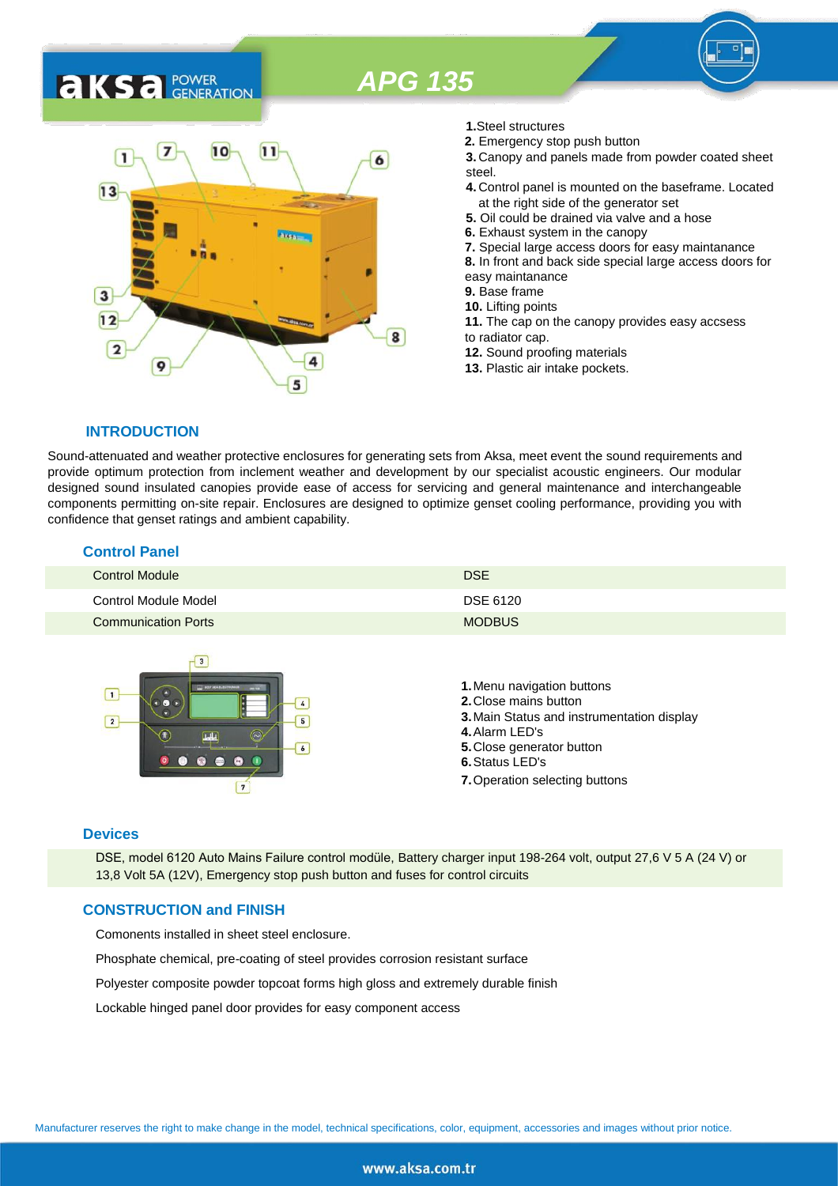# APG 135

**1.** Steel structures
**2.** Emergency stop push button
**3.** Canopy and panels made from powder coated sheet steel.
**4.** Control panel is mounted on the baseframe. Located at the right side of the generator set
**5.** Oil could be drained via valve and a hose
**6.** Exhaust system in the canopy
**7.** Special large access doors for easy maintanance
**8.** In front and back side special large access doors for easy maintanance
**9.** Base frame
**10.** Lifting points
**11.** The cap on the canopy provides easy accsess to radiator cap.
**12.** Sound proofing materials
**13.** Plastic air intake pockets.

## INTRODUCTION

Sound-attenuated and weather protective enclosures for generating sets from Aksa, meet event the sound requirements and provide optimum protection from inclement weather and development by our specialist acoustic engineers. Our modular designed sound insulated canopies provide ease of access for servicing and general maintenance and interchangeable components permitting on-site repair. Enclosures are designed to optimize genset cooling performance, providing you with confidence that genset ratings and ambient capability.

## Control Panel

| | |
|---|---|
| Control Module | DSE |
| Control Module Model | DSE 6120 |
| Communication Ports | MODBUS |

**1.** Menu navigation buttons
**2.** Close mains button
**3.** Main Status and instrumentation display
**4.** Alarm LED's
**5.** Close generator button
**6.** Status LED's
**7.** Operation selecting buttons

## Devices

DSE, model 6120 Auto Mains Failure control modüle, Battery charger input 198-264 volt, output 27,6 V 5 A (24 V) or 13,8 Volt 5A (12V), Emergency stop push button and fuses for control circuits

## CONSTRUCTION and FINISH

Comonents installed in sheet steel enclosure.

Phosphate chemical, pre-coating of steel provides corrosion resistant surface

Polyester composite powder topcoat forms high gloss and extremely durable finish

Lockable hinged panel door provides for easy component access

Manufacturer reserves the right to make change in the model, technical specifications, color, equipment, accessories and images without prior notice.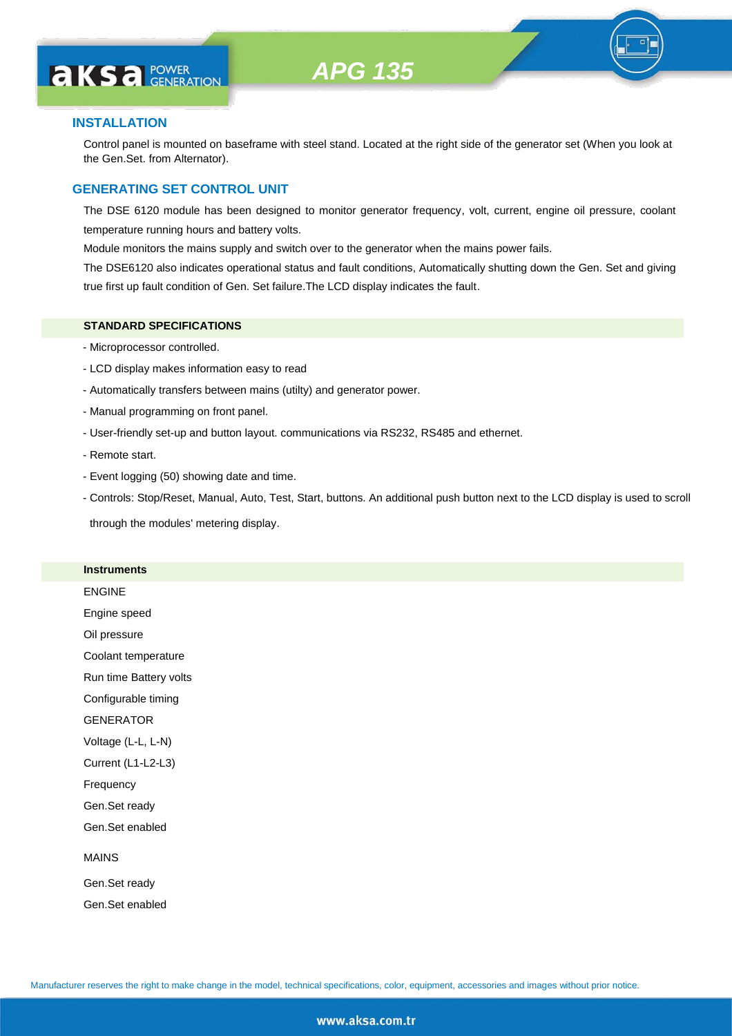# APG 135

## INSTALLATION

Control panel is mounted on baseframe with steel stand. Located at the right side of the generator set (When you look at the Gen.Set. from Alternator).

## GENERATING SET CONTROL UNIT

The DSE 6120 module has been designed to monitor generator frequency, volt, current, engine oil pressure, coolant temperature running hours and battery volts.

Module monitors the mains supply and switch over to the generator when the mains power fails.

The DSE6120 also indicates operational status and fault conditions, Automatically shutting down the Gen. Set and giving true first up fault condition of Gen. Set failure.The LCD display indicates the fault.

### STANDARD SPECIFICATIONS

- Microprocessor controlled.
- LCD display makes information easy to read
- Automatically transfers between mains (utilty) and generator power.
- Manual programming on front panel.
- User-friendly set-up and button layout. communications via RS232, RS485 and ethernet.
- Remote start.
- Event logging (50) showing date and time.
- Controls: Stop/Reset, Manual, Auto, Test, Start, buttons. An additional push button next to the LCD display is used to scroll through the modules' metering display.

### Instruments

ENGINE

Engine speed

Oil pressure

Coolant temperature

Run time Battery volts

Configurable timing

GENERATOR

Voltage (L-L, L-N)

Current (L1-L2-L3)

Frequency

Gen.Set ready

Gen.Set enabled

MAINS

Gen.Set ready

Gen.Set enabled

Manufacturer reserves the right to make change in the model, technical specifications, color, equipment, accessories and images without prior notice.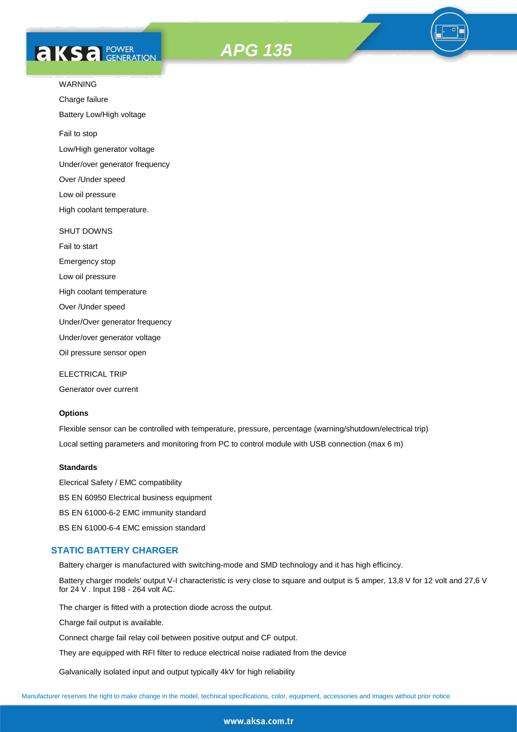WARNING

Charge failure

Battery Low/High voltage

Fail to stop

Low/High generator voltage

Under/over generator frequency

Over /Under speed

Low oil pressure

High coolant temperature.

SHUT DOWNS

Fail to start

Emergency stop

Low oil pressure

High coolant temperature

Over /Under speed

Under/Over generator frequency

Under/over generator voltage

Oil pressure sensor open

ELECTRICAL TRIP

Generator over current

**Options**

Flexible sensor can be controlled with temperature, pressure, percentage (warning/shutdown/electrical trip)

Local setting parameters and monitoring from PC to control module with USB connection (max 6 m)

**Standards**

Elecrical Safety / EMC compatibility

BS EN 60950 Electrical business equipment

BS EN 61000-6-2 EMC immunity standard

BS EN 61000-6-4 EMC emission standard

## STATIC BATTERY CHARGER

Battery charger is manufactured with switching-mode and SMD technology and it has high efficincy.

Battery charger models' output V-I characteristic is very close to square and output is 5 amper, 13,8 V for 12 volt and 27,6 V for 24 V . Input 198 - 264 volt AC.

The charger is fitted with a protection diode across the output.

Charge fail output is available.

Connect charge fail relay coil between positive output and CF output.

They are equipped with RFI filter to reduce electrical noise radiated from the device

Galvanically isolated input and output typically 4kV for high reliability

Manufacturer reserves the right to make change in the model, technical specifications, color, equipment, accessories and images without prior notice.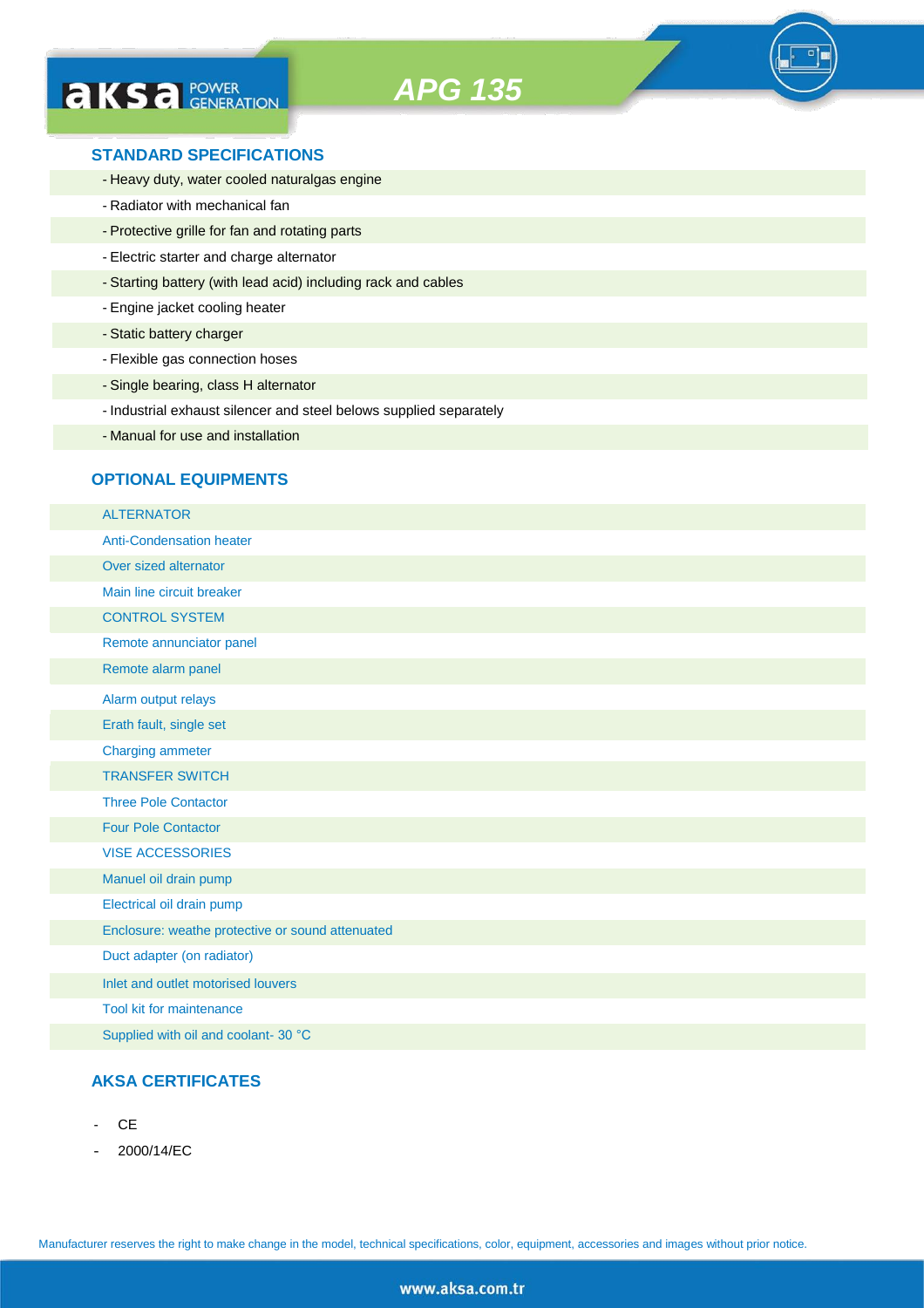# APG 135

## STANDARD SPECIFICATIONS

- Heavy duty, water cooled naturalgas engine
- Radiator with mechanical fan
- Protective grille for fan and rotating parts
- Electric starter and charge alternator
- Starting battery (with lead acid) including rack and cables
- Engine jacket cooling heater
- Static battery charger
- Flexible gas connection hoses
- Single bearing, class H alternator
- Industrial exhaust silencer and steel belows supplied separately
- Manual for use and installation

## OPTIONAL EQUIPMENTS

ALTERNATOR

Anti-Condensation heater

Over sized alternator

Main line circuit breaker

CONTROL SYSTEM

Remote annunciator panel

Remote alarm panel

Alarm output relays

Erath fault, single set

Charging ammeter

TRANSFER SWITCH

Three Pole Contactor

Four Pole Contactor

VISE ACCESSORIES

Manuel oil drain pump

Electrical oil drain pump

Enclosure: weathe protective or sound attenuated

Duct adapter (on radiator)

Inlet and outlet motorised louvers

Tool kit for maintenance

Supplied with oil and coolant- 30 °C

## AKSA CERTIFICATES

- CE
- 2000/14/EC

Manufacturer reserves the right to make change in the model, technical specifications, color, equipment, accessories and images without prior notice.